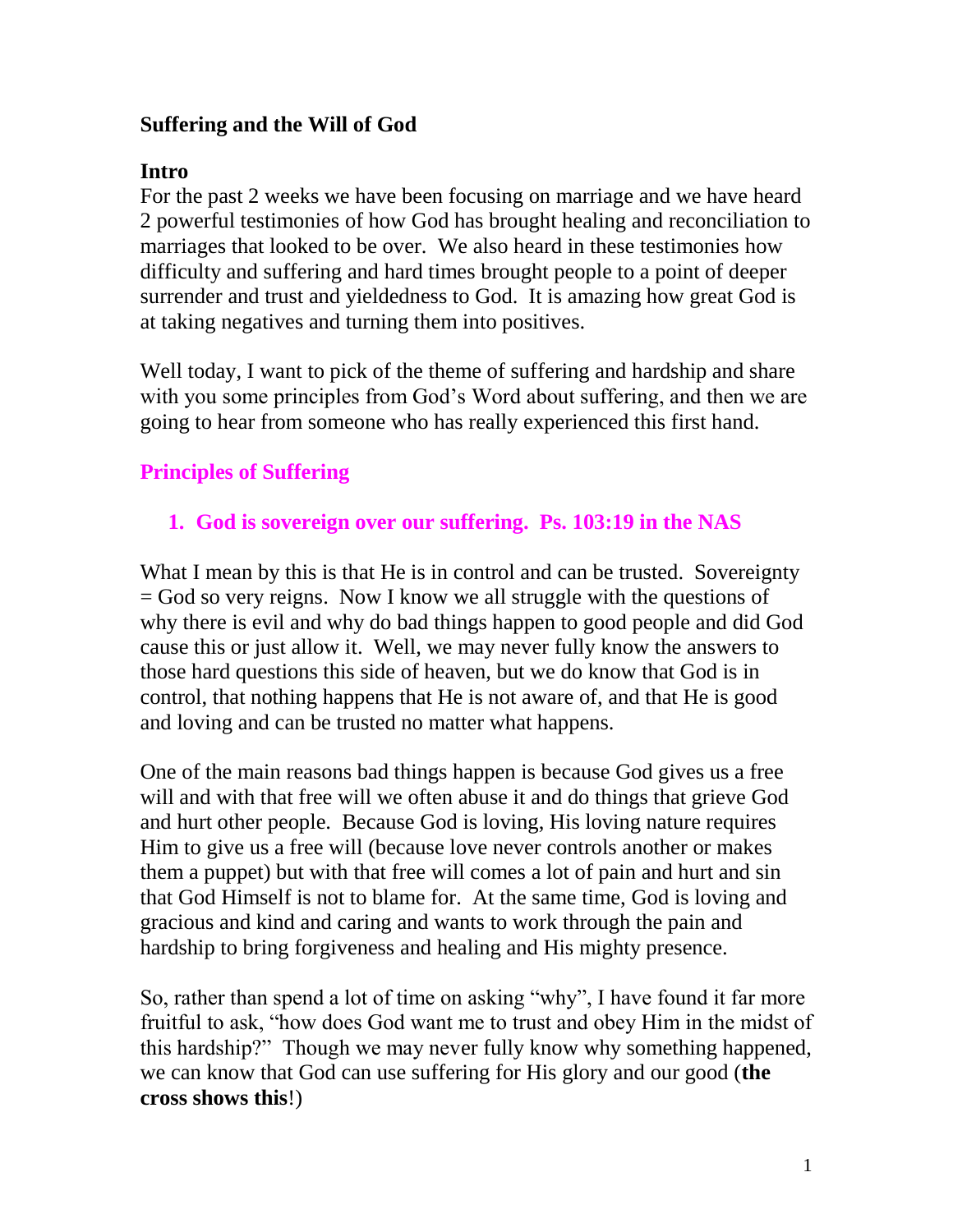# Suffering and the Will of God

## Intro

For the past 2 weeks we have been focusing on marriage and we have heard 2 powerful testimonies of how God has brought healing and reconciliation to marriages that looked to be over. We also heard in these testimonies how difficulty and suffering and hard times brought people to a point of deeper surrender and trust and yieldedness to God. It is amazing how great God is at taking negatives and turning them into positives.

Well today, I want to pick of the theme of suffering and hardship and share with you some principles from God's Word about suffering, and then we are going to hear from someone who has really experienced this first hand.

## Principles of Suffering

### 1. God is sovereign over our suffering. Ps. 103:19 in the NAS

What I mean by this is that He is in control and can be trusted. Sovereignty = God so very reigns. Now I know we all struggle with the questions of why there is evil and why do bad things happen to good people and did God cause this or just allow it. Well, we may never fully know the answers to those hard questions this side of heaven, but we do know that God is in control, that nothing happens that He is not aware of, and that He is good and loving and can be trusted no matter what happens.

One of the main reasons bad things happen is because God gives us a free will and with that free will we often abuse it and do things that grieve God and hurt other people. Because God is loving, His loving nature requires Him to give us a free will (because love never controls another or makes them a puppet) but with that free will comes a lot of pain and hurt and sin that God Himself is not to blame for. At the same time, God is loving and gracious and kind and caring and wants to work through the pain and hardship to bring forgiveness and healing and His mighty presence.

So, rather than spend a lot of time on asking "why", I have found it far more fruitful to ask, "how does God want me to trust and obey Him in the midst of this hardship?" Though we may never fully know why something happened, we can know that God can use suffering for His glory and our good (**the cross shows this**!)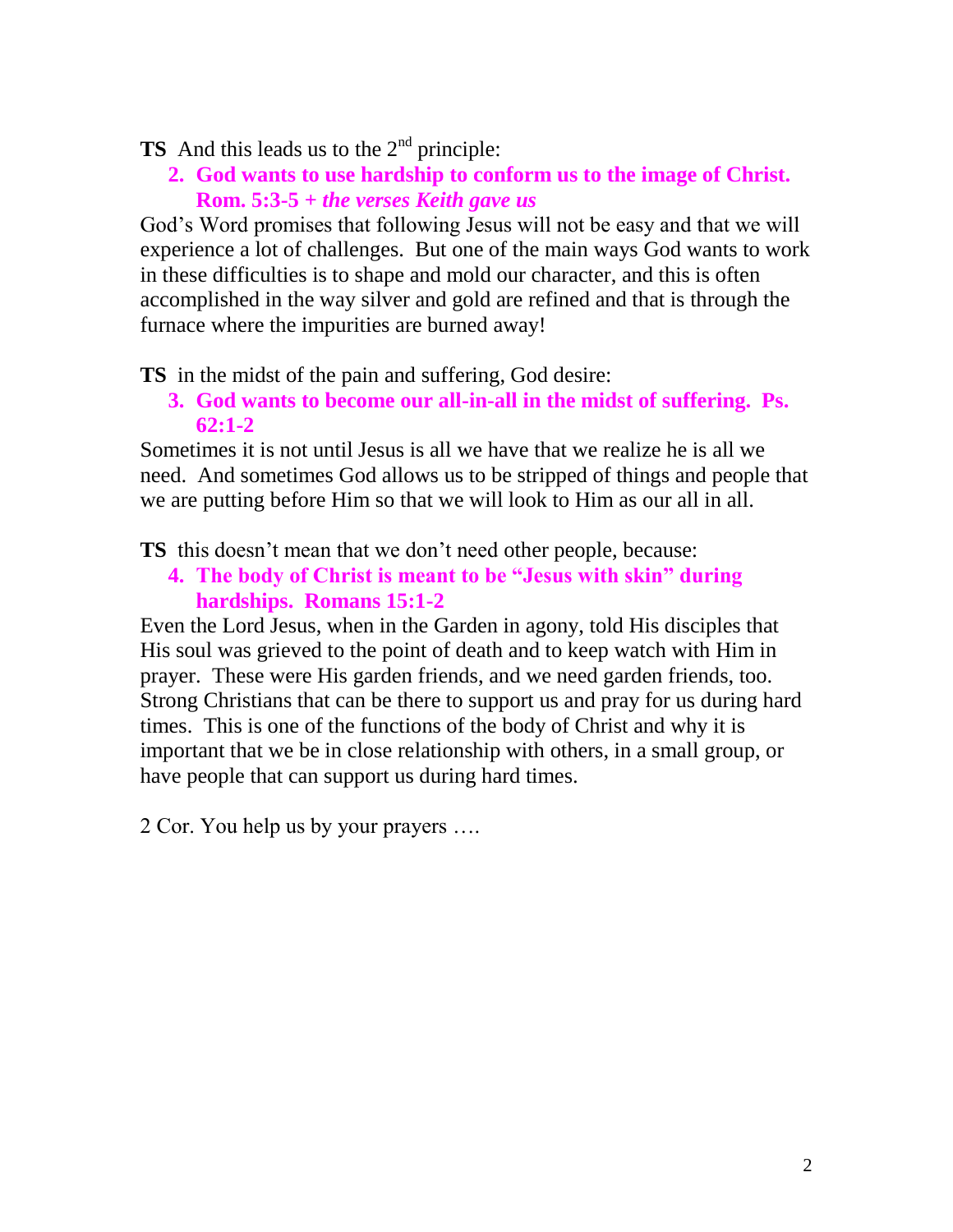**TS** And this leads us to the 2nd principle:

2. **God wants to use hardship to conform us to the image of Christ. Rom. 5:3-5 + *the verses Keith gave us***

God's Word promises that following Jesus will not be easy and that we will experience a lot of challenges. But one of the main ways God wants to work in these difficulties is to shape and mold our character, and this is often accomplished in the way silver and gold are refined and that is through the furnace where the impurities are burned away!

**TS** in the midst of the pain and suffering, God desire:

3. **God wants to become our all-in-all in the midst of suffering. Ps. 62:1-2**

Sometimes it is not until Jesus is all we have that we realize he is all we need. And sometimes God allows us to be stripped of things and people that we are putting before Him so that we will look to Him as our all in all.

**TS** this doesn't mean that we don't need other people, because:

4. **The body of Christ is meant to be "Jesus with skin" during hardships. Romans 15:1-2**

Even the Lord Jesus, when in the Garden in agony, told His disciples that His soul was grieved to the point of death and to keep watch with Him in prayer. These were His garden friends, and we need garden friends, too. Strong Christians that can be there to support us and pray for us during hard times. This is one of the functions of the body of Christ and why it is important that we be in close relationship with others, in a small group, or have people that can support us during hard times.

2 Cor. You help us by your prayers ….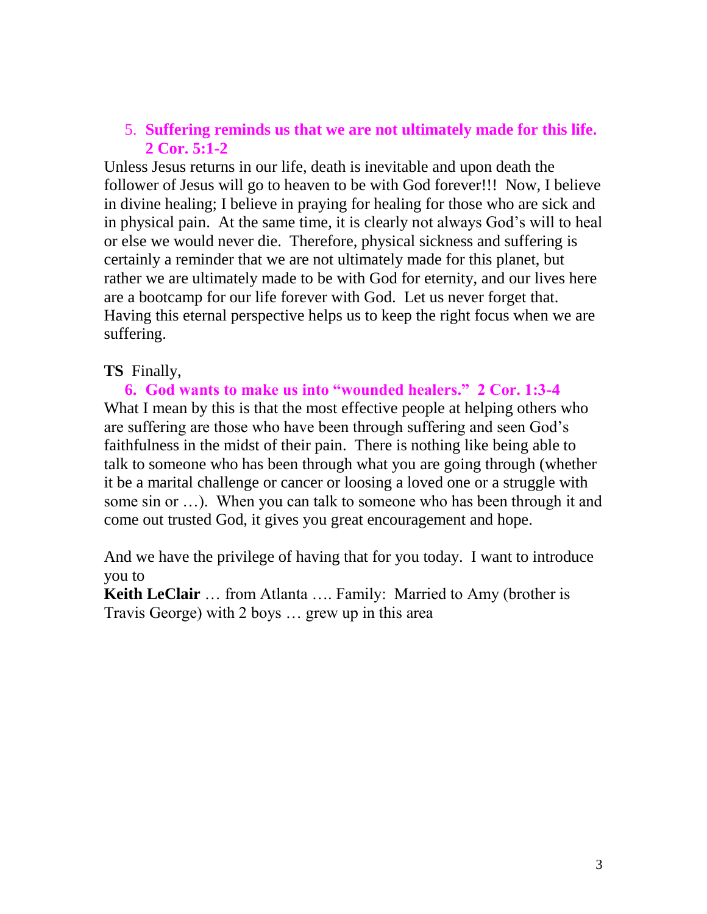5. **Suffering reminds us that we are not ultimately made for this life. 2 Cor. 5:1-2**

Unless Jesus returns in our life, death is inevitable and upon death the follower of Jesus will go to heaven to be with God forever!!! Now, I believe in divine healing; I believe in praying for healing for those who are sick and in physical pain. At the same time, it is clearly not always God's will to heal or else we would never die. Therefore, physical sickness and suffering is certainly a reminder that we are not ultimately made for this planet, but rather we are ultimately made to be with God for eternity, and our lives here are a bootcamp for our life forever with God. Let us never forget that. Having this eternal perspective helps us to keep the right focus when we are suffering.

**TS** Finally,

6. **God wants to make us into "wounded healers." 2 Cor. 1:3-4**

What I mean by this is that the most effective people at helping others who are suffering are those who have been through suffering and seen God's faithfulness in the midst of their pain. There is nothing like being able to talk to someone who has been through what you are going through (whether it be a marital challenge or cancer or loosing a loved one or a struggle with some sin or …). When you can talk to someone who has been through it and come out trusted God, it gives you great encouragement and hope.

And we have the privilege of having that for you today. I want to introduce you to

**Keith LeClair** … from Atlanta …. Family: Married to Amy (brother is Travis George) with 2 boys … grew up in this area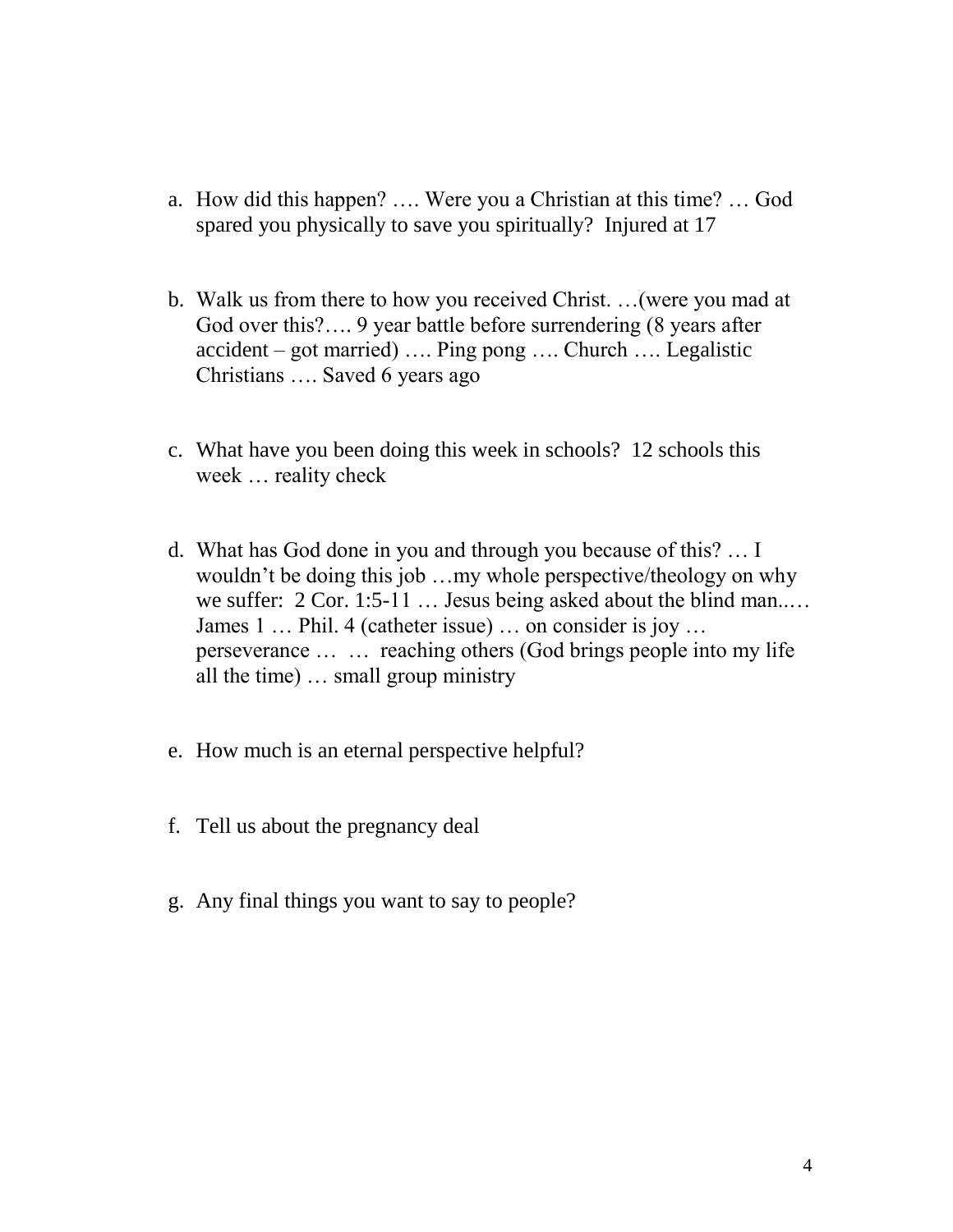a. How did this happen? …. Were you a Christian at this time? … God spared you physically to save you spiritually? Injured at 17

b. Walk us from there to how you received Christ. …(were you mad at God over this?…. 9 year battle before surrendering (8 years after accident – got married) …. Ping pong …. Church …. Legalistic Christians …. Saved 6 years ago

c. What have you been doing this week in schools? 12 schools this week … reality check

d. What has God done in you and through you because of this? … I wouldn't be doing this job …my whole perspective/theology on why we suffer: 2 Cor. 1:5-11 … Jesus being asked about the blind man..… James 1 … Phil. 4 (catheter issue) … on consider is joy … perseverance … … reaching others (God brings people into my life all the time) … small group ministry

e. How much is an eternal perspective helpful?

f. Tell us about the pregnancy deal

g. Any final things you want to say to people?